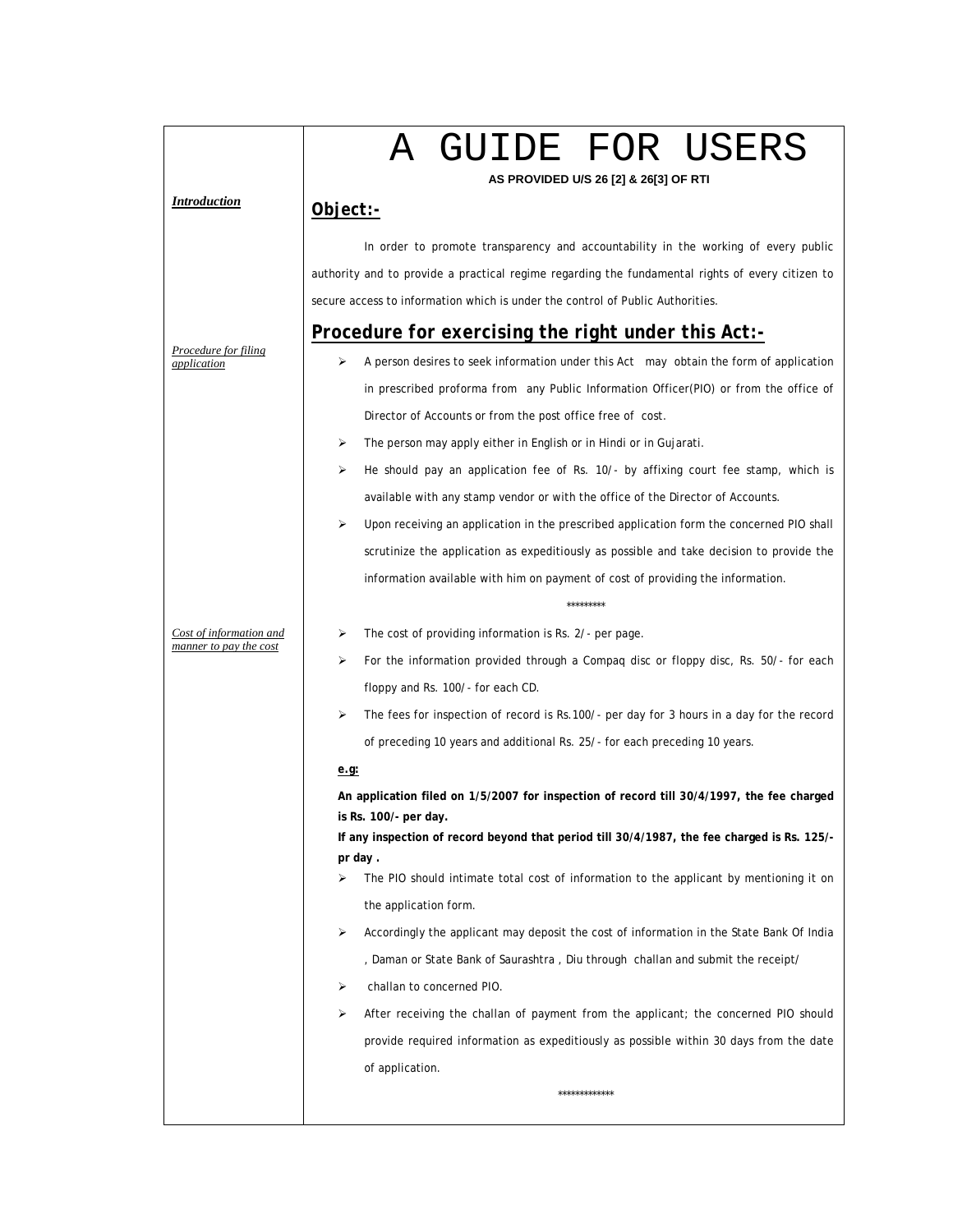# A GUIDE FOR USERS

**AS PROVIDED U/S 26 [2] & 26[3] OF RTI**

***Introduction***

## Object:-

In order to promote transparency and accountability in the working of every public authority and to provide a practical regime regarding the fundamental rights of every citizen to secure access to information which is under the control of Public Authorities.

## Procedure for exercising the right under this Act:-

*Procedure for filing application*

- A person desires to seek information under this Act may obtain the form of application in prescribed proforma from any Public Information Officer(PIO) or from the office of Director of Accounts or from the post office free of cost.
- The person may apply either in English or in Hindi or in Gujarati.
- He should pay an application fee of Rs. 10/- by affixing court fee stamp, which is available with any stamp vendor or with the office of the Director of Accounts.
- Upon receiving an application in the prescribed application form the concerned PIO shall scrutinize the application as expeditiously as possible and take decision to provide the information available with him on payment of cost of providing the information.

*********

*Cost of information and manner to pay the cost*

- The cost of providing information is Rs. 2/- per page.
- For the information provided through a Compaq disc or floppy disc, Rs. 50/- for each floppy and Rs. 100/- for each CD.
- The fees for inspection of record is Rs.100/- per day for 3 hours in a day for the record of preceding 10 years and additional Rs. 25/- for each preceding 10 years.

**e.g:**

**An application filed on 1/5/2007 for inspection of record till 30/4/1997, the fee charged is Rs. 100/- per day.**

**If any inspection of record beyond that period till 30/4/1987, the fee charged is Rs. 125/- pr day .**

- The PIO should intimate total cost of information to the applicant by mentioning it on the application form.
- Accordingly the applicant may deposit the cost of information in the State Bank Of India , Daman or State Bank of Saurashtra , Diu through challan and submit the receipt/
- challan to concerned PIO.
- After receiving the challan of payment from the applicant; the concerned PIO should provide required information as expeditiously as possible within 30 days from the date of application.

*************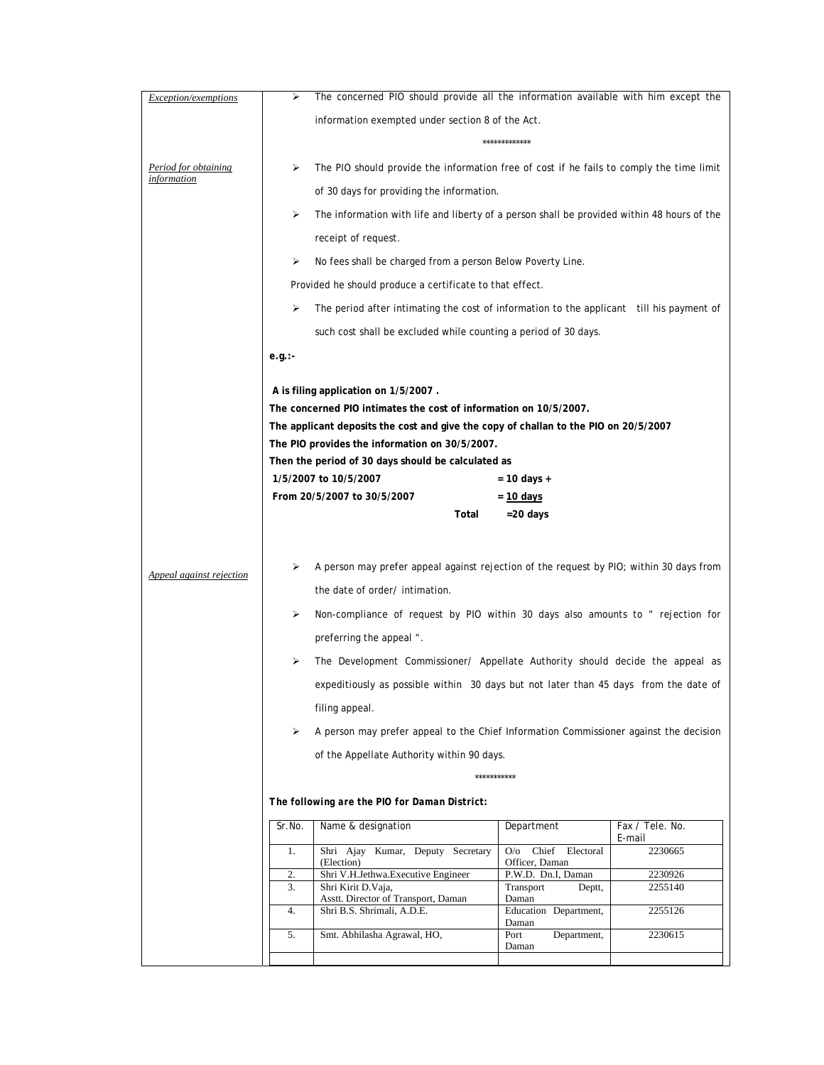| *Exception/exemptions* | ➢ The concerned PIO should provide all the information available with him except the information exempted under section 8 of the Act. |
|---|---|

\*\*\*\*\*\*\*\*\*\*\*\*

*Period for obtaining information*

- The PIO should provide the information free of cost if he fails to comply the time limit of 30 days for providing the information.
- The information with life and liberty of a person shall be provided within 48 hours of the receipt of request.
- No fees shall be charged from a person Below Poverty Line.

Provided he should produce a certificate to that effect.

- The period after intimating the cost of information to the applicant till his payment of such cost shall be excluded while counting a period of 30 days.

**e.g.:-**

**A is filing application on 1/5/2007 .**
**The concerned PIO intimates the cost of information on 10/5/2007.**
**The applicant deposits the cost and give the copy of challan to the PIO on 20/5/2007**
**The PIO provides the information on 30/5/2007.**
**Then the period of 30 days should be calculated as**

| | |
|---|---|
| **1/5/2007 to 10/5/2007** | **= 10 days +** |
| **From 20/5/2007 to 30/5/2007** | **= 10 days** |
| **Total** | **=20 days** |

*Appeal against rejection*

- A person may prefer appeal against rejection of the request by PIO; within 30 days from the date of order/ intimation.
- Non-compliance of request by PIO within 30 days also amounts to " rejection for preferring the appeal ".
- The Development Commissioner/ Appellate Authority should decide the appeal as expeditiously as possible within 30 days but not later than 45 days from the date of filing appeal.
- A person may prefer appeal to the Chief Information Commissioner against the decision of the Appellate Authority within 90 days.

\*\*\*\*\*\*\*\*\*\*

***The following are the PIO for Daman District:***

| Sr.No. | Name & designation | Department | Fax / Tele. No. E-mail |
|---|---|---|---|
| 1. | Shri Ajay Kumar, Deputy Secretary (Election) | O/o Chief Electoral Officer, Daman | 2230665 |
| 2. | Shri V.H.Jethwa.Executive Engineer | P.W.D. Dn.I, Daman | 2230926 |
| 3. | Shri Kirit D.Vaja, Asstt. Director of Transport, Daman | Transport Deptt, Daman | 2255140 |
| 4. | Shri B.S. Shrimali, A.D.E. | Education Department, Daman | 2255126 |
| 5. | Smt. Abhilasha Agrawal, HO, | Port Department, Daman | 2230615 |
| | | | |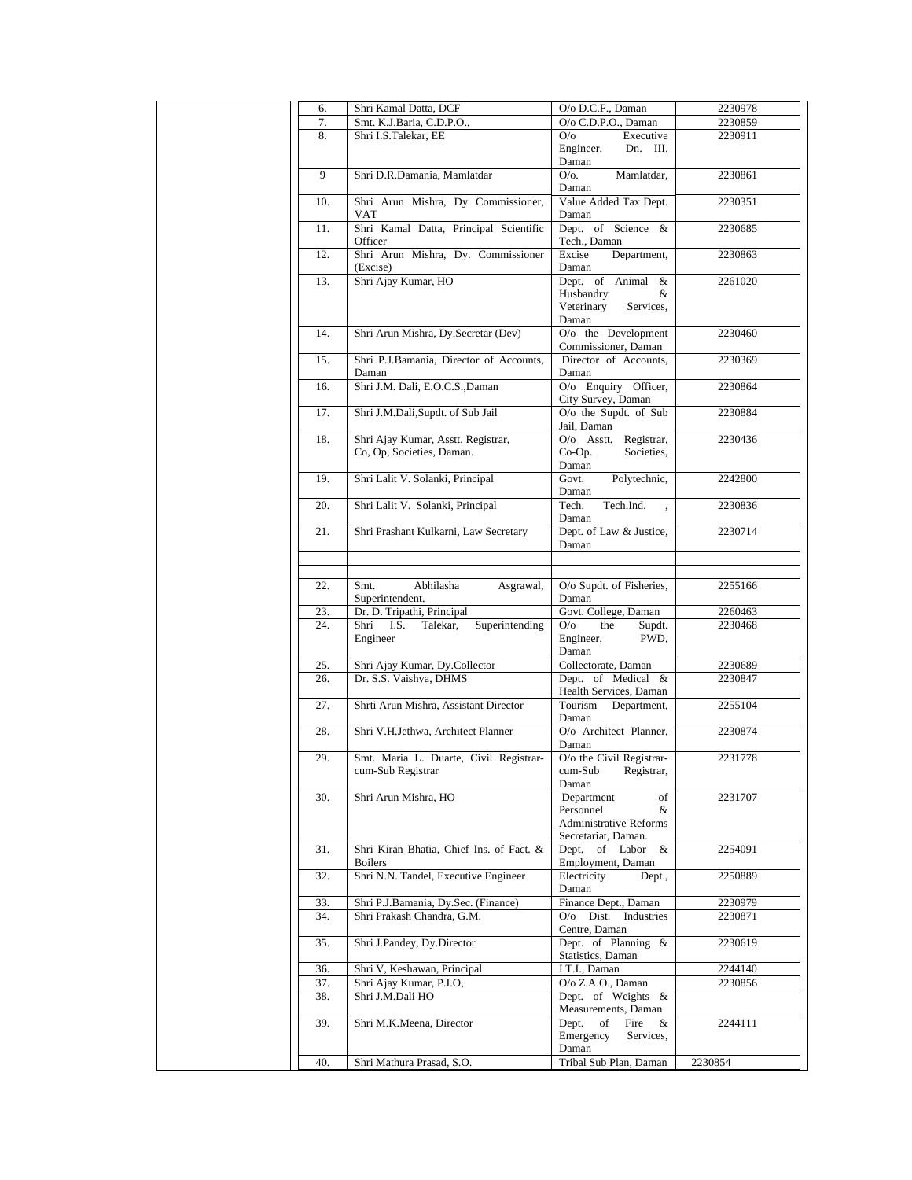| | | | |
|---|---|---|---|
| 6. | Shri Kamal Datta, DCF | O/o D.C.F., Daman | 2230978 |
| 7. | Smt. K.J.Baria, C.D.P.O., | O/o C.D.P.O., Daman | 2230859 |
| 8. | Shri I.S.Talekar, EE | O/o Executive Engineer, Dn. III, Daman | 2230911 |
| 9 | Shri D.R.Damania, Mamlatdar | O/o. Mamlatdar, Daman | 2230861 |
| 10. | Shri Arun Mishra, Dy Commissioner, VAT | Value Added Tax Dept. Daman | 2230351 |
| 11. | Shri Kamal Datta, Principal Scientific Officer | Dept. of Science & Tech., Daman | 2230685 |
| 12. | Shri Arun Mishra, Dy. Commissioner (Excise) | Excise Department, Daman | 2230863 |
| 13. | Shri Ajay Kumar, HO | Dept. of Animal & Husbandry & Veterinary Services, Daman | 2261020 |
| 14. | Shri Arun Mishra, Dy.Secretar (Dev) | O/o the Development Commissioner, Daman | 2230460 |
| 15. | Shri P.J.Bamania, Director of Accounts, Daman | Director of Accounts, Daman | 2230369 |
| 16. | Shri J.M. Dali, E.O.C.S.,Daman | O/o Enquiry Officer, City Survey, Daman | 2230864 |
| 17. | Shri J.M.Dali,Supdt. of Sub Jail | O/o the Supdt. of Sub Jail, Daman | 2230884 |
| 18. | Shri Ajay Kumar, Asstt. Registrar, Co, Op, Societies, Daman. | O/o Asstt. Registrar, Co-Op. Societies, Daman | 2230436 |
| 19. | Shri Lalit V. Solanki, Principal | Govt. Polytechnic, Daman | 2242800 |
| 20. | Shri Lalit V. Solanki, Principal | Tech. Tech.Ind. , Daman | 2230836 |
| 21. | Shri Prashant Kulkarni, Law Secretary | Dept. of Law & Justice, Daman | 2230714 |
| | | | |
| | | | |
| 22. | Smt. Abhilasha Asgrawal, Superintendent. | O/o Supdt. of Fisheries, Daman | 2255166 |
| 23. | Dr. D. Tripathi, Principal | Govt. College, Daman | 2260463 |
| 24. | Shri I.S. Talekar, Superintending Engineer | O/o the Supdt. Engineer, PWD, Daman | 2230468 |
| 25. | Shri Ajay Kumar, Dy.Collector | Collectorate, Daman | 2230689 |
| 26. | Dr. S.S. Vaishya, DHMS | Dept. of Medical & Health Services, Daman | 2230847 |
| 27. | Shrti Arun Mishra, Assistant Director | Tourism Department, Daman | 2255104 |
| 28. | Shri V.H.Jethwa, Architect Planner | O/o Architect Planner, Daman | 2230874 |
| 29. | Smt. Maria L. Duarte, Civil Registrar-cum-Sub Registrar | O/o the Civil Registrar-cum-Sub Registrar, Daman | 2231778 |
| 30. | Shri Arun Mishra, HO | Department of Personnel & Administrative Reforms Secretariat, Daman. | 2231707 |
| 31. | Shri Kiran Bhatia, Chief Ins. of Fact. & Boilers | Dept. of Labor & Employment, Daman | 2254091 |
| 32. | Shri N.N. Tandel, Executive Engineer | Electricity Dept., Daman | 2250889 |
| 33. | Shri P.J.Bamania, Dy.Sec. (Finance) | Finance Dept., Daman | 2230979 |
| 34. | Shri Prakash Chandra, G.M. | O/o Dist. Industries Centre, Daman | 2230871 |
| 35. | Shri J.Pandey, Dy.Director | Dept. of Planning & Statistics, Daman | 2230619 |
| 36. | Shri V, Keshawan, Principal | I.T.I., Daman | 2244140 |
| 37. | Shri Ajay Kumar, P.I.O, | O/o Z.A.O., Daman | 2230856 |
| 38. | Shri J.M.Dali HO | Dept. of Weights & Measurements, Daman | |
| 39. | Shri M.K.Meena, Director | Dept. of Fire & Emergency Services, Daman | 2244111 |
| 40. | Shri Mathura Prasad, S.O. | Tribal Sub Plan, Daman | 2230854 |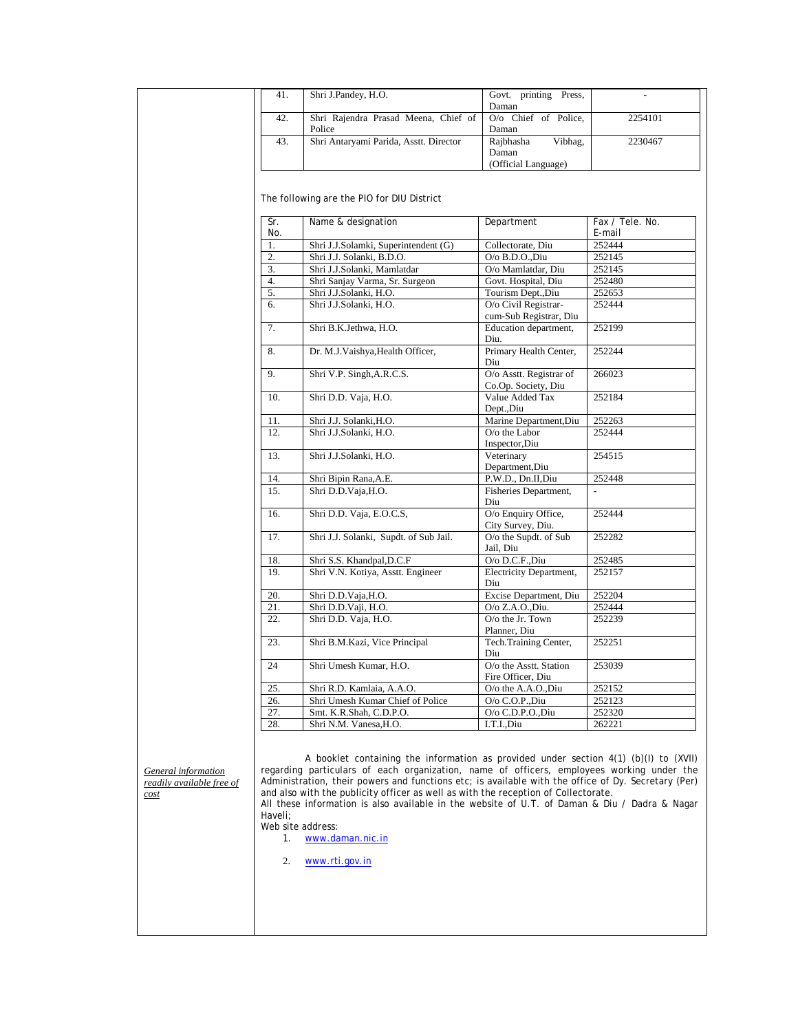| | | | |
|---|---|---|---|
| 41. | Shri J.Pandey, H.O. | Govt. printing Press, Daman | - |
| 42. | Shri Rajendra Prasad Meena, Chief of Police | O/o Chief of Police, Daman | 2254101 |
| 43. | Shri Antaryami Parida, Asstt. Director | Rajbhasha Vibhag, Daman (Official Language) | 2230467 |

The following are the PIO for DIU District

| Sr. No. | Name & designation | Department | Fax / Tele. No. E-mail |
|---|---|---|---|
| 1. | Shri J.J.Solamki, Superintendent (G) | Collectorate, Diu | 252444 |
| 2. | Shri J.J. Solanki, B.D.O. | O/o B.D.O.,Diu | 252145 |
| 3. | Shri J.J.Solanki, Mamlatdar | O/o Mamlatdar, Diu | 252145 |
| 4. | Shri Sanjay Varma, Sr. Surgeon | Govt. Hospital, Diu | 252480 |
| 5. | Shri J.J.Solanki, H.O. | Tourism Dept.,Diu | 252653 |
| 6. | Shri J.J.Solanki, H.O. | O/o Civil Registrar-cum-Sub Registrar, Diu | 252444 |
| 7. | Shri B.K.Jethwa, H.O. | Education department, Diu. | 252199 |
| 8. | Dr. M.J.Vaishya,Health Officer, | Primary Health Center, Diu | 252244 |
| 9. | Shri V.P. Singh,A.R.C.S. | O/o Asstt. Registrar of Co.Op. Society, Diu | 266023 |
| 10. | Shri D.D. Vaja, H.O. | Value Added Tax Dept.,Diu | 252184 |
| 11. | Shri J.J. Solanki,H.O. | Marine Department,Diu | 252263 |
| 12. | Shri J.J.Solanki, H.O. | O/o the Labor Inspector,Diu | 252444 |
| 13. | Shri J.J.Solanki, H.O. | Veterinary Department,Diu | 254515 |
| 14. | Shri Bipin Rana,A.E. | P.W.D., Dn.II,Diu | 252448 |
| 15. | Shri D.D.Vaja,H.O. | Fisheries Department, Diu | - |
| 16. | Shri D.D. Vaja, E.O.C.S, | O/o Enquiry Office, City Survey, Diu. | 252444 |
| 17. | Shri J.J. Solanki, Supdt. of Sub Jail. | O/o the Supdt. of Sub Jail, Diu | 252282 |
| 18. | Shri S.S. Khandpal,D.C.F | O/o D.C.F.,Diu | 252485 |
| 19. | Shri V.N. Kotiya, Asstt. Engineer | Electricity Department, Diu | 252157 |
| 20. | Shri D.D.Vaja,H.O. | Excise Department, Diu | 252204 |
| 21. | Shri D.D.Vaji, H.O. | O/o Z.A.O.,Diu. | 252444 |
| 22. | Shri D.D. Vaja, H.O. | O/o the Jr. Town Planner, Diu | 252239 |
| 23. | Shri B.M.Kazi, Vice Principal | Tech.Training Center, Diu | 252251 |
| 24 | Shri Umesh Kumar, H.O. | O/o the Asstt. Station Fire Officer, Diu | 253039 |
| 25. | Shri R.D. Kamlaia, A.A.O. | O/o the A.A.O.,Diu | 252152 |
| 26. | Shri Umesh Kumar Chief of Police | O/o C.O.P.,Diu | 252123 |
| 27. | Smt. K.R.Shah, C.D.P.O. | O/o C.D.P.O.,Diu | 252320 |
| 28. | Shri N.M. Vanesa,H.O. | I.T.I.,Diu | 262221 |

*General information readily available free of cost*

A booklet containing the information as provided under section 4(1) (b)(I) to (XVII) regarding particulars of each organization, name of officers, employees working under the Administration, their powers and functions etc; is available with the office of Dy. Secretary (Per) and also with the publicity officer as well as with the reception of Collectorate.

All these information is also available in the website of U.T. of Daman & Diu / Dadra & Nagar Haveli;

Web site address:

1. www.daman.nic.in
2. www.rti.gov.in